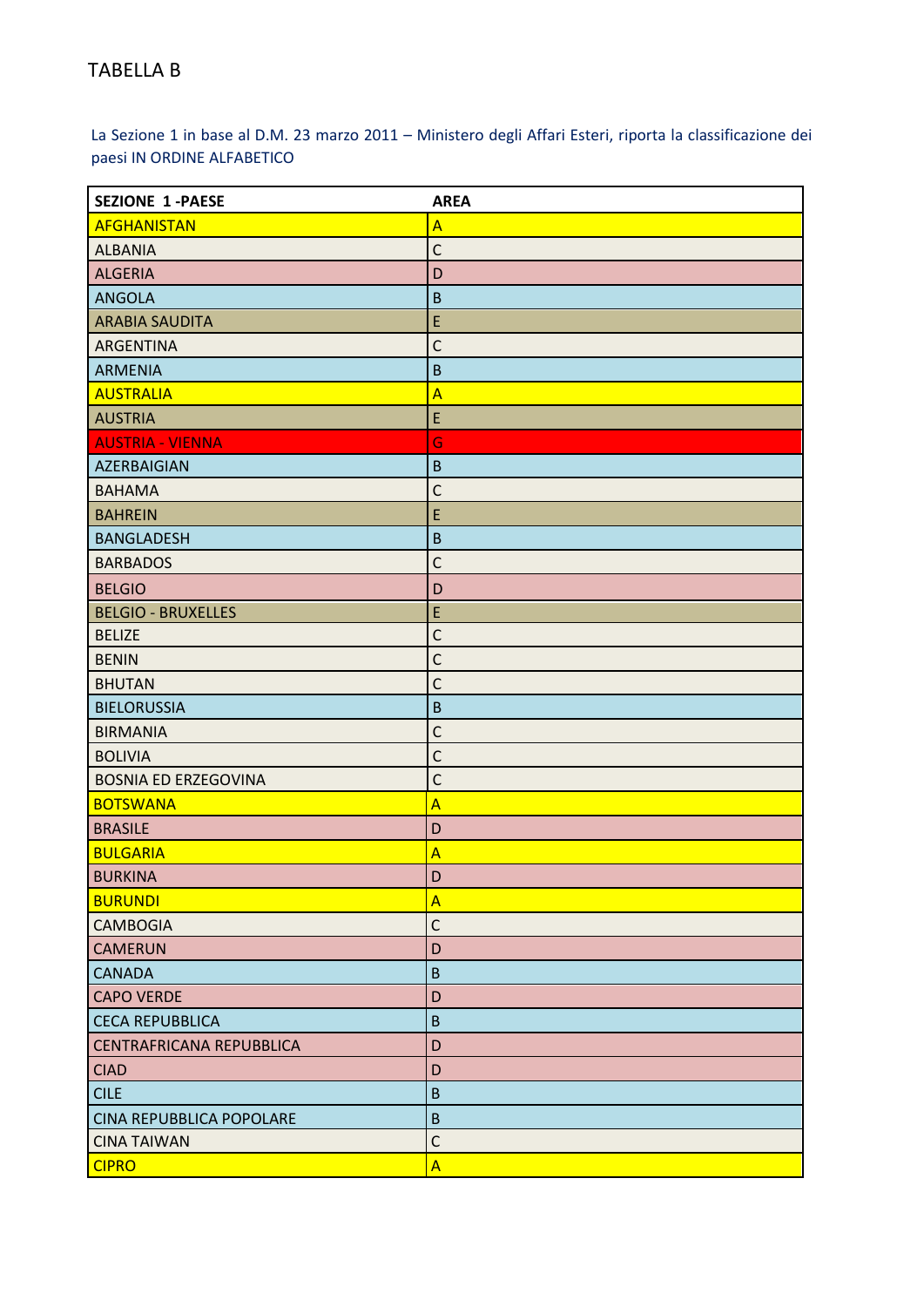TABELLA B

La Sezione 1 in base al D.M. 23 marzo 2011 – Ministero degli Affari Esteri, riporta la classificazione dei paesi IN ORDINE ALFABETICO

| SEZIONE 1 -PAESE | AREA |
|---|---|
| AFGHANISTAN | A |
| ALBANIA | C |
| ALGERIA | D |
| ANGOLA | B |
| ARABIA SAUDITA | E |
| ARGENTINA | C |
| ARMENIA | B |
| AUSTRALIA | A |
| AUSTRIA | E |
| AUSTRIA - VIENNA | G |
| AZERBAIGIAN | B |
| BAHAMA | C |
| BAHREIN | E |
| BANGLADESH | B |
| BARBADOS | C |
| BELGIO | D |
| BELGIO - BRUXELLES | E |
| BELIZE | C |
| BENIN | C |
| BHUTAN | C |
| BIELORUSSIA | B |
| BIRMANIA | C |
| BOLIVIA | C |
| BOSNIA ED ERZEGOVINA | C |
| BOTSWANA | A |
| BRASILE | D |
| BULGARIA | A |
| BURKINA | D |
| BURUNDI | A |
| CAMBOGIA | C |
| CAMERUN | D |
| CANADA | B |
| CAPO VERDE | D |
| CECA REPUBBLICA | B |
| CENTRAFRICANA REPUBBLICA | D |
| CIAD | D |
| CILE | B |
| CINA REPUBBLICA POPOLARE | B |
| CINA TAIWAN | C |
| CIPRO | A |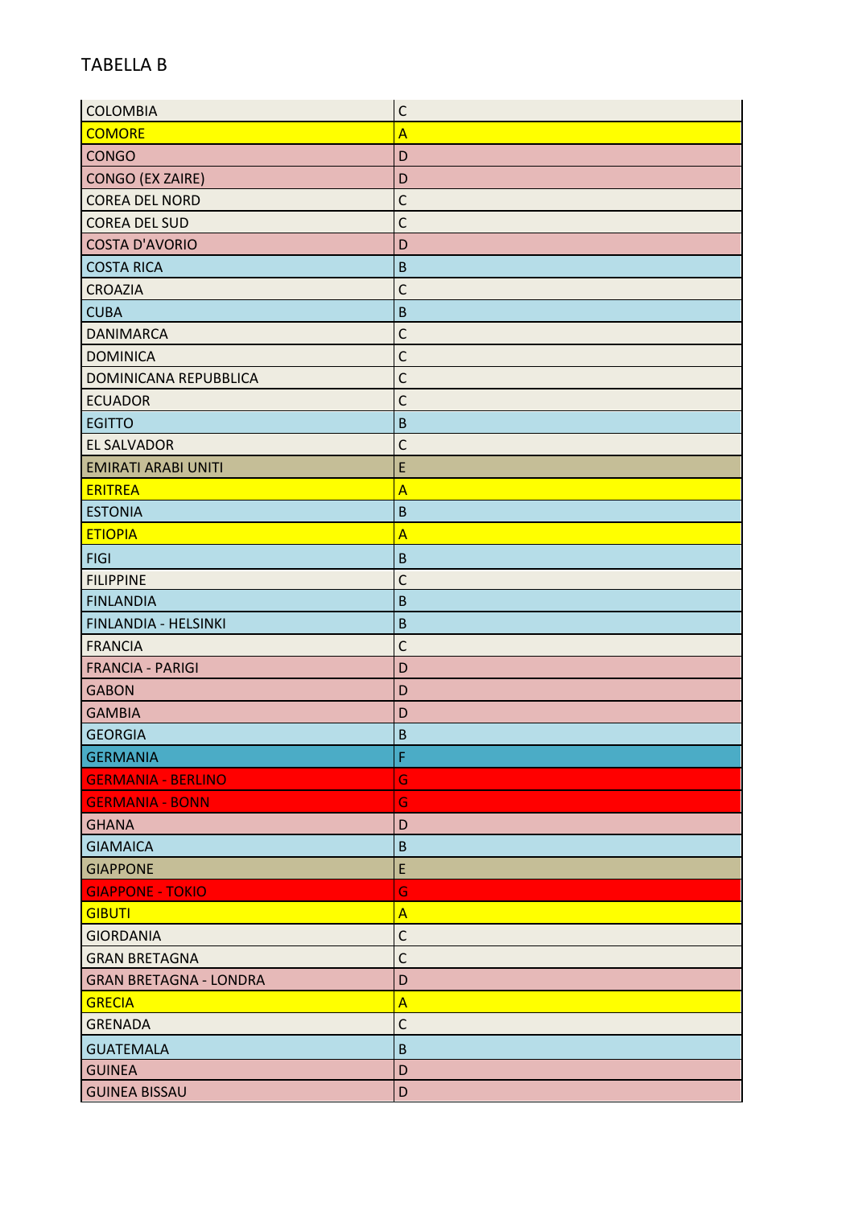TABELLA B

| | |
|---|---|
| COLOMBIA | C |
| COMORE | A |
| CONGO | D |
| CONGO (EX ZAIRE) | D |
| COREA DEL NORD | C |
| COREA DEL SUD | C |
| COSTA D'AVORIO | D |
| COSTA RICA | B |
| CROAZIA | C |
| CUBA | B |
| DANIMARCA | C |
| DOMINICA | C |
| DOMINICANA REPUBBLICA | C |
| ECUADOR | C |
| EGITTO | B |
| EL SALVADOR | C |
| EMIRATI ARABI UNITI | E |
| ERITREA | A |
| ESTONIA | B |
| ETIOPIA | A |
| FIGI | B |
| FILIPPINE | C |
| FINLANDIA | B |
| FINLANDIA - HELSINKI | B |
| FRANCIA | C |
| FRANCIA - PARIGI | D |
| GABON | D |
| GAMBIA | D |
| GEORGIA | B |
| GERMANIA | F |
| GERMANIA - BERLINO | G |
| GERMANIA - BONN | G |
| GHANA | D |
| GIAMAICA | B |
| GIAPPONE | E |
| GIAPPONE - TOKIO | G |
| GIBUTI | A |
| GIORDANIA | C |
| GRAN BRETAGNA | C |
| GRAN BRETAGNA - LONDRA | D |
| GRECIA | A |
| GRENADA | C |
| GUATEMALA | B |
| GUINEA | D |
| GUINEA BISSAU | D |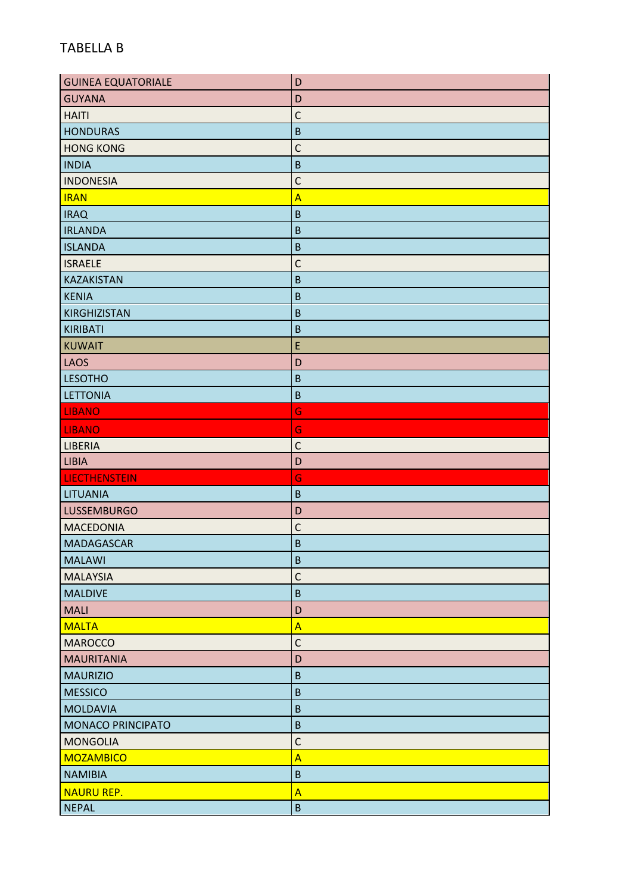TABELLA B

| | |
|---|---|
| GUINEA EQUATORIALE | D |
| GUYANA | D |
| HAITI | C |
| HONDURAS | B |
| HONG KONG | C |
| INDIA | B |
| INDONESIA | C |
| IRAN | A |
| IRAQ | B |
| IRLANDA | B |
| ISLANDA | B |
| ISRAELE | C |
| KAZAKISTAN | B |
| KENIA | B |
| KIRGHIZISTAN | B |
| KIRIBATI | B |
| KUWAIT | E |
| LAOS | D |
| LESOTHO | B |
| LETTONIA | B |
| LIBANO | G |
| LIBANO | G |
| LIBERIA | C |
| LIBIA | D |
| LIECTHENSTEIN | G |
| LITUANIA | B |
| LUSSEMBURGO | D |
| MACEDONIA | C |
| MADAGASCAR | B |
| MALAWI | B |
| MALAYSIA | C |
| MALDIVE | B |
| MALI | D |
| MALTA | A |
| MAROCCO | C |
| MAURITANIA | D |
| MAURIZIO | B |
| MESSICO | B |
| MOLDAVIA | B |
| MONACO PRINCIPATO | B |
| MONGOLIA | C |
| MOZAMBICO | A |
| NAMIBIA | B |
| NAURU REP. | A |
| NEPAL | B |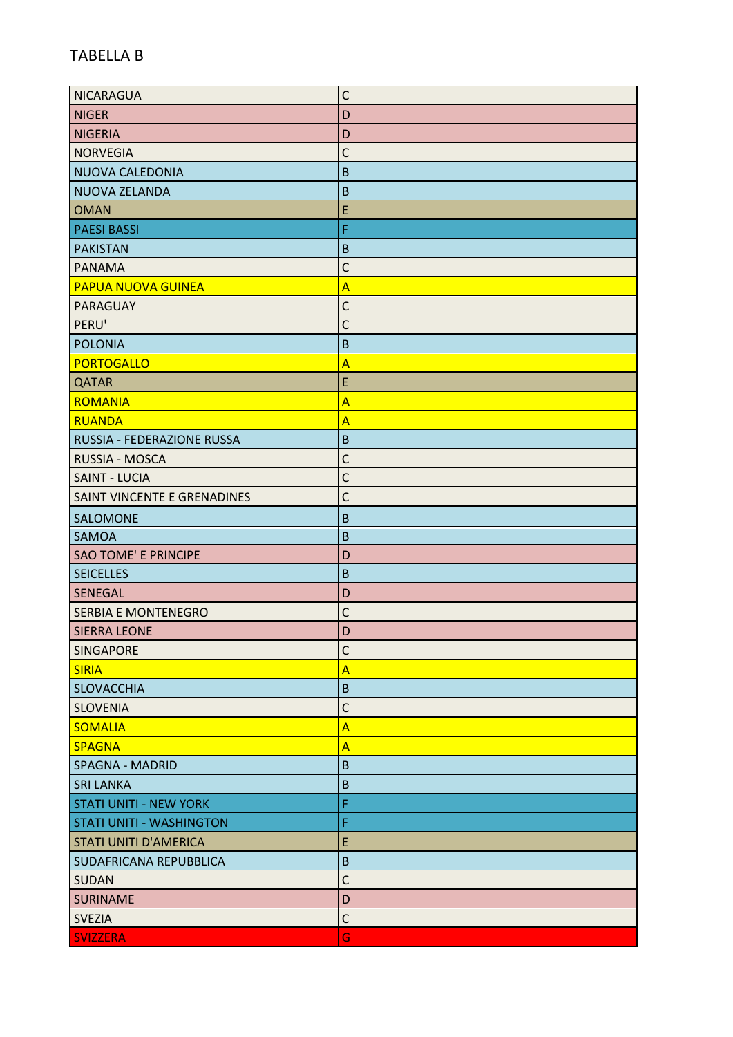TABELLA B

| | |
|---|---|
| NICARAGUA | C |
| NIGER | D |
| NIGERIA | D |
| NORVEGIA | C |
| NUOVA CALEDONIA | B |
| NUOVA ZELANDA | B |
| OMAN | E |
| PAESI BASSI | F |
| PAKISTAN | B |
| PANAMA | C |
| PAPUA NUOVA GUINEA | A |
| PARAGUAY | C |
| PERU' | C |
| POLONIA | B |
| PORTOGALLO | A |
| QATAR | E |
| ROMANIA | A |
| RUANDA | A |
| RUSSIA - FEDERAZIONE RUSSA | B |
| RUSSIA - MOSCA | C |
| SAINT - LUCIA | C |
| SAINT VINCENTE E GRENADINES | C |
| SALOMONE | B |
| SAMOA | B |
| SAO TOME' E PRINCIPE | D |
| SEICELLES | B |
| SENEGAL | D |
| SERBIA E MONTENEGRO | C |
| SIERRA LEONE | D |
| SINGAPORE | C |
| SIRIA | A |
| SLOVACCHIA | B |
| SLOVENIA | C |
| SOMALIA | A |
| SPAGNA | A |
| SPAGNA - MADRID | B |
| SRI LANKA | B |
| STATI UNITI - NEW YORK | F |
| STATI UNITI - WASHINGTON | F |
| STATI UNITI D'AMERICA | E |
| SUDAFRICANA REPUBBLICA | B |
| SUDAN | C |
| SURINAME | D |
| SVEZIA | C |
| SVIZZERA | G |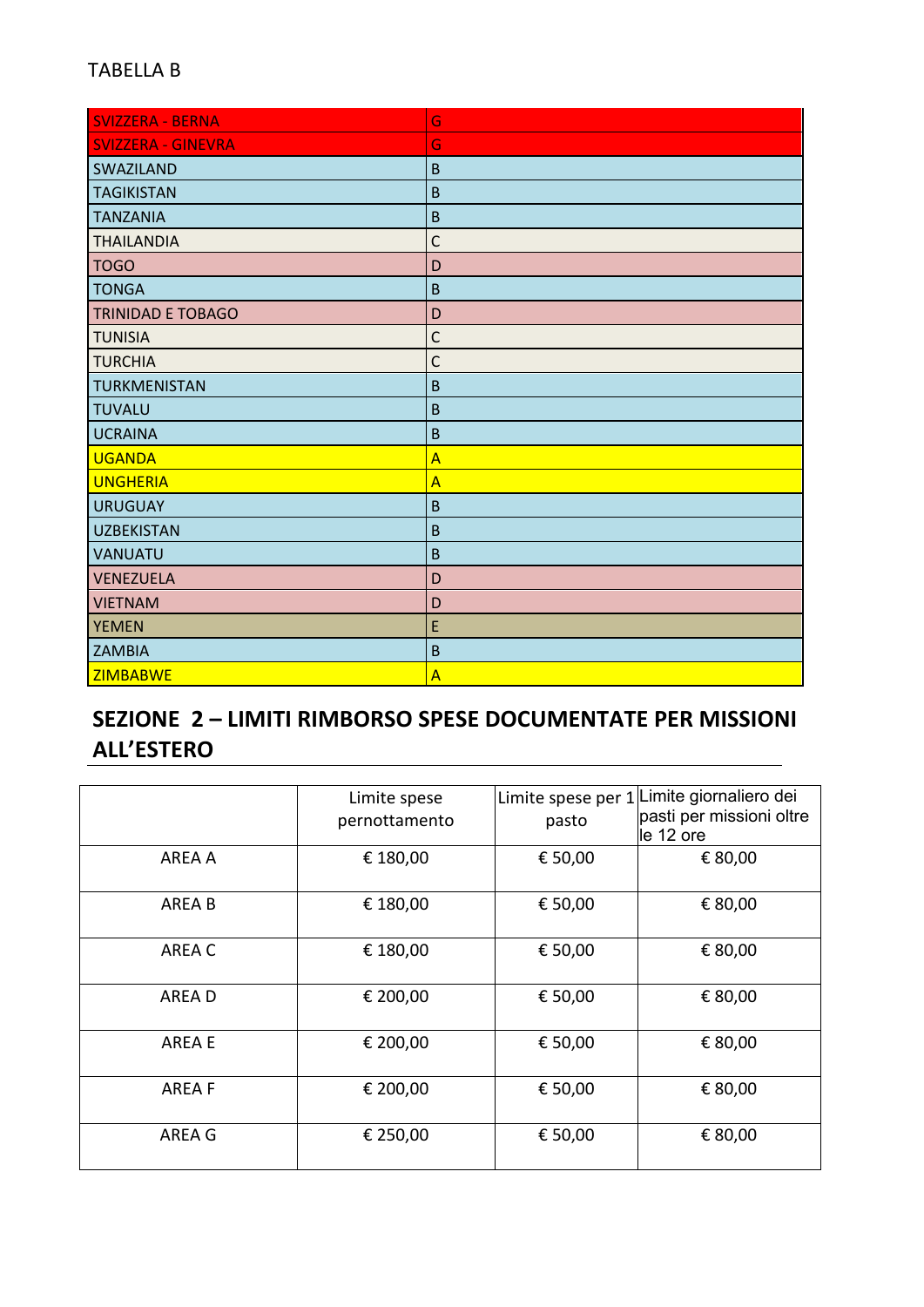TABELLA B

| | |
|---|---|
| SVIZZERA - BERNA | G |
| SVIZZERA - GINEVRA | G |
| SWAZILAND | B |
| TAGIKISTAN | B |
| TANZANIA | B |
| THAILANDIA | C |
| TOGO | D |
| TONGA | B |
| TRINIDAD E TOBAGO | D |
| TUNISIA | C |
| TURCHIA | C |
| TURKMENISTAN | B |
| TUVALU | B |
| UCRAINA | B |
| UGANDA | A |
| UNGHERIA | A |
| URUGUAY | B |
| UZBEKISTAN | B |
| VANUATU | B |
| VENEZUELA | D |
| VIETNAM | D |
| YEMEN | E |
| ZAMBIA | B |
| ZIMBABWE | A |

## SEZIONE 2 – LIMITI RIMBORSO SPESE DOCUMENTATE PER MISSIONI ALL'ESTERO

| | Limite spese pernottamento | Limite spese per 1 pasto | Limite giornaliero dei pasti per missioni oltre le 12 ore |
|---|---|---|---|
| AREA A | € 180,00 | € 50,00 | € 80,00 |
| AREA B | € 180,00 | € 50,00 | € 80,00 |
| AREA C | € 180,00 | € 50,00 | € 80,00 |
| AREA D | € 200,00 | € 50,00 | € 80,00 |
| AREA E | € 200,00 | € 50,00 | € 80,00 |
| AREA F | € 200,00 | € 50,00 | € 80,00 |
| AREA G | € 250,00 | € 50,00 | € 80,00 |